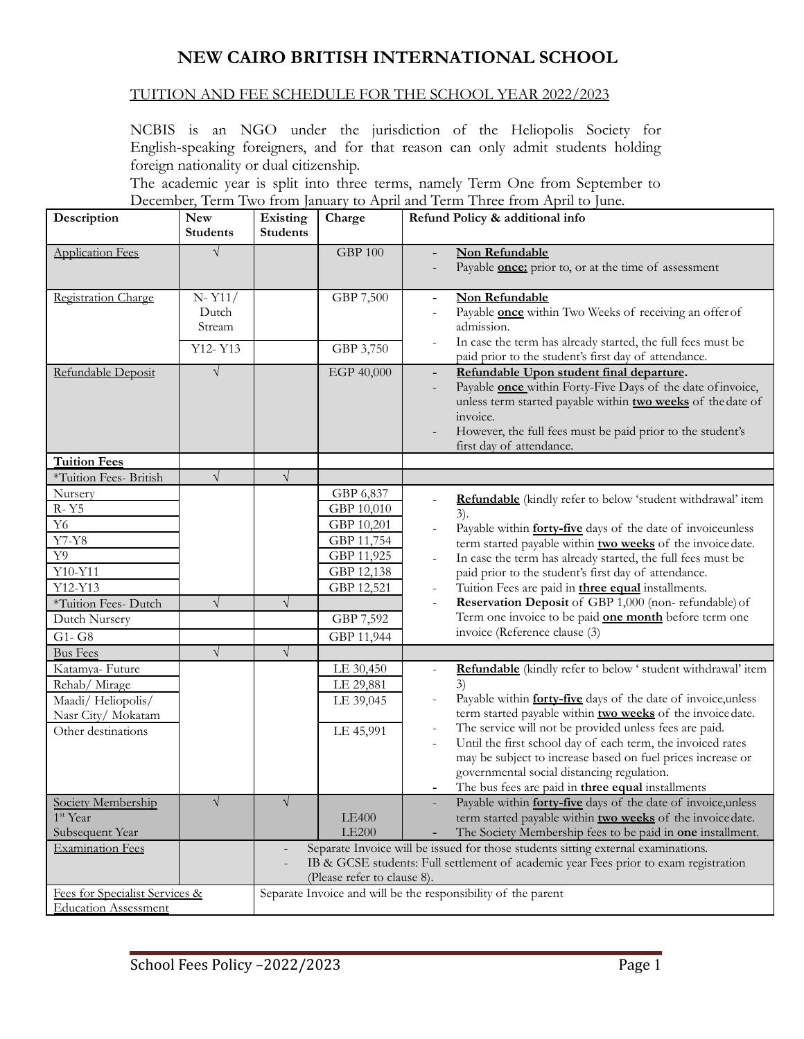# NEW CAIRO BRITISH INTERNATIONAL SCHOOL

## TUITION AND FEE SCHEDULE FOR THE SCHOOL YEAR 2022/2023

NCBIS is an NGO under the jurisdiction of the Heliopolis Society for English-speaking foreigners, and for that reason can only admit students holding foreign nationality or dual citizenship.

The academic year is split into three terms, namely Term One from September to December, Term Two from January to April and Term Three from April to June.

| Description | New Students | Existing Students | Charge | Refund Policy & additional info |
|---|---|---|---|---|
| Application Fees | √ | | GBP 100 | - **Non Refundable**<br>- Payable **once:** prior to, or at the time of assessment |
| Registration Charge | N- Y11/ Dutch Stream | | GBP 7,500 | - **Non Refundable**<br>- Payable **once** within Two Weeks of receiving an offer of admission.<br>- In case the term has already started, the full fees must be paid prior to the student's first day of attendance. |
| | Y12- Y13 | | GBP 3,750 | |
| Refundable Deposit | √ | | EGP 40,000 | - **Refundable Upon student final departure.**<br>- Payable **once** within Forty-Five Days of the date of invoice, unless term started payable within **two weeks** of the date of invoice.<br>- However, the full fees must be paid prior to the student's first day of attendance. |
| **Tuition Fees** | | | | |
| *Tuition Fees- British | √ | √ | | |
| Nursery | | | GBP 6,837 | - **Refundable** (kindly refer to below 'student withdrawal' item 3).<br>- Payable within **forty-five** days of the date of invoice unless term started payable within **two weeks** of the invoice date.<br>- In case the term has already started, the full fees must be paid prior to the student's first day of attendance.<br>- Tuition Fees are paid in **three equal** installments.<br>- **Reservation Deposit** of GBP 1,000 (non- refundable) of Term one invoice to be paid **one month** before term one invoice (Reference clause (3) |
| R- Y5 | | | GBP 10,010 | |
| Y6 | | | GBP 10,201 | |
| Y7-Y8 | | | GBP 11,754 | |
| Y9 | | | GBP 11,925 | |
| Y10-Y11 | | | GBP 12,138 | |
| Y12-Y13 | | | GBP 12,521 | |
| *Tuition Fees- Dutch | √ | √ | | |
| Dutch Nursery | | | GBP 7,592 | |
| G1- G8 | | | GBP 11,944 | |
| Bus Fees | √ | √ | | |
| Katamya- Future | | | LE 30,450 | - **Refundable** (kindly refer to below ' student withdrawal' item 3)<br>- Payable within **forty-five** days of the date of invoice, unless term started payable within **two weeks** of the invoice date.<br>- The service will not be provided unless fees are paid.<br>- Until the first school day of each term, the invoiced rates may be subject to increase based on fuel prices increase or governmental social distancing regulation.<br>- The bus fees are paid in **three equal** installments |
| Rehab/ Mirage | | | LE 29,881 | |
| Maadi/ Heliopolis/ Nasr City/ Mokatam | | | LE 39,045 | |
| Other destinations | | | LE 45,991 | |
| Society Membership<br>1st Year<br>Subsequent Year | √ | √ | <br>LE400<br>LE200 | - Payable within **forty-five** days of the date of invoice, unless term started payable within **two weeks** of the invoice date.<br>- The Society Membership fees to be paid in **one** installment. |
| Examination Fees | | - Separate Invoice will be issued for those students sitting external examinations.<br>- IB & GCSE students: Full settlement of academic year Fees prior to exam registration (Please refer to clause 8). | | |
| Fees for Specialist Services & Education Assessment | | Separate Invoice and will be the responsibility of the parent | | |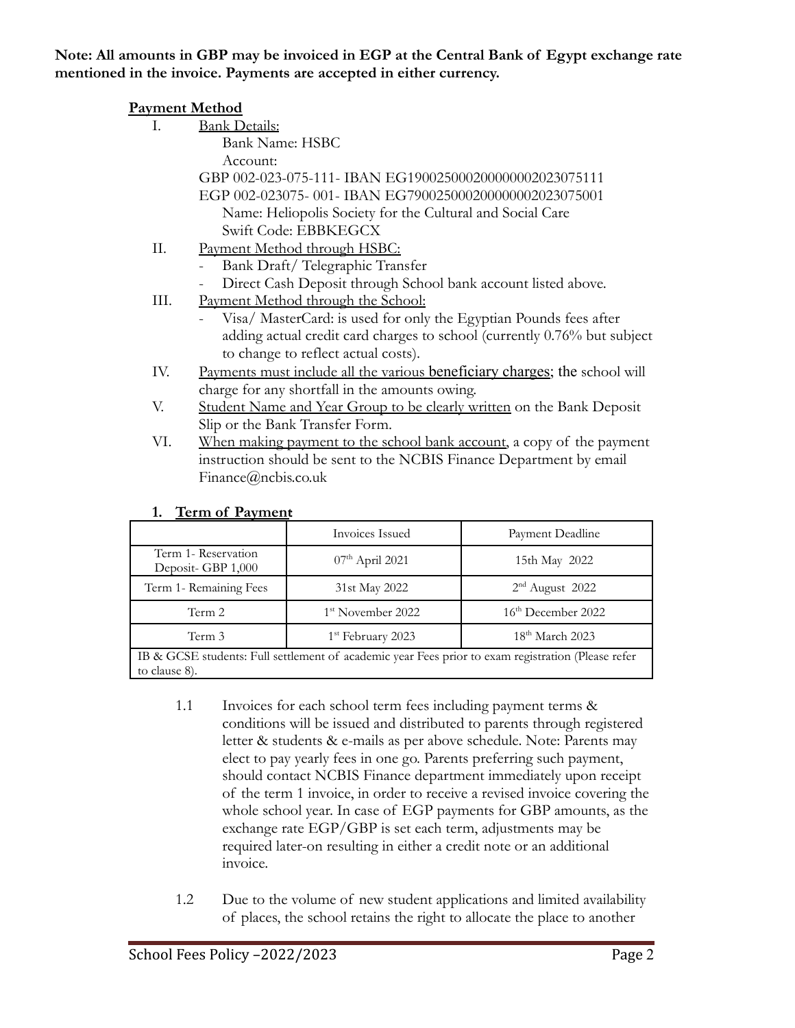**Note: All amounts in GBP may be invoiced in EGP at the Central Bank of Egypt exchange rate mentioned in the invoice. Payments are accepted in either currency.**

**Payment Method**

I. Bank Details:
   Bank Name: HSBC
   Account:
   GBP 002-023-075-111- IBAN EG190025000200000002023075111
   EGP 002-023075- 001- IBAN EG790025000200000002023075001
   Name: Heliopolis Society for the Cultural and Social Care
   Swift Code: EBBKEGCX

II. Payment Method through HSBC:
   - Bank Draft/ Telegraphic Transfer
   - Direct Cash Deposit through School bank account listed above.

III. Payment Method through the School:
   - Visa/ MasterCard: is used for only the Egyptian Pounds fees after adding actual credit card charges to school (currently 0.76% but subject to change to reflect actual costs).

IV. Payments must include all the various beneficiary charges; the school will charge for any shortfall in the amounts owing.

V. Student Name and Year Group to be clearly written on the Bank Deposit Slip or the Bank Transfer Form.

VI. When making payment to the school bank account, a copy of the payment instruction should be sent to the NCBIS Finance Department by email Finance@ncbis.co.uk

## 1. Term of Payment

| | Invoices Issued | Payment Deadline |
|---|---|---|
| Term 1- Reservation Deposit- GBP 1,000 | 07th April 2021 | 15th May 2022 |
| Term 1- Remaining Fees | 31st May 2022 | 2nd August 2022 |
| Term 2 | 1st November 2022 | 16th December 2022 |
| Term 3 | 1st February 2023 | 18th March 2023 |
| IB & GCSE students: Full settlement of academic year Fees prior to exam registration (Please refer to clause 8). | | |

1.1 Invoices for each school term fees including payment terms & conditions will be issued and distributed to parents through registered letter & students & e-mails as per above schedule. Note: Parents may elect to pay yearly fees in one go. Parents preferring such payment, should contact NCBIS Finance department immediately upon receipt of the term 1 invoice, in order to receive a revised invoice covering the whole school year. In case of EGP payments for GBP amounts, as the exchange rate EGP/GBP is set each term, adjustments may be required later-on resulting in either a credit note or an additional invoice.

1.2 Due to the volume of new student applications and limited availability of places, the school retains the right to allocate the place to another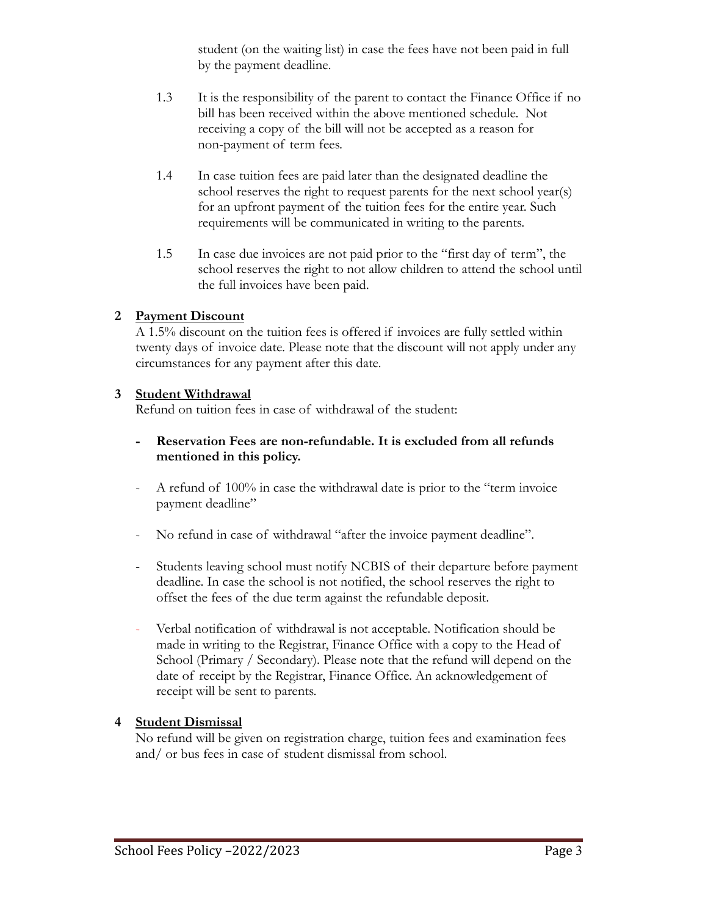student (on the waiting list) in case the fees have not been paid in full by the payment deadline.

1.3 It is the responsibility of the parent to contact the Finance Office if no bill has been received within the above mentioned schedule. Not receiving a copy of the bill will not be accepted as a reason for non-payment of term fees.

1.4 In case tuition fees are paid later than the designated deadline the school reserves the right to request parents for the next school year(s) for an upfront payment of the tuition fees for the entire year. Such requirements will be communicated in writing to the parents.

1.5 In case due invoices are not paid prior to the "first day of term", the school reserves the right to not allow children to attend the school until the full invoices have been paid.

## 2 <u>Payment Discount</u>

A 1.5% discount on the tuition fees is offered if invoices are fully settled within twenty days of invoice date. Please note that the discount will not apply under any circumstances for any payment after this date.

## 3 <u>Student Withdrawal</u>

Refund on tuition fees in case of withdrawal of the student:

- **Reservation Fees are non-refundable. It is excluded from all refunds mentioned in this policy.**
- A refund of 100% in case the withdrawal date is prior to the "term invoice payment deadline"
- No refund in case of withdrawal "after the invoice payment deadline".
- Students leaving school must notify NCBIS of their departure before payment deadline. In case the school is not notified, the school reserves the right to offset the fees of the due term against the refundable deposit.
- Verbal notification of withdrawal is not acceptable. Notification should be made in writing to the Registrar, Finance Office with a copy to the Head of School (Primary / Secondary). Please note that the refund will depend on the date of receipt by the Registrar, Finance Office. An acknowledgement of receipt will be sent to parents.

## 4 <u>Student Dismissal</u>

No refund will be given on registration charge, tuition fees and examination fees and/ or bus fees in case of student dismissal from school.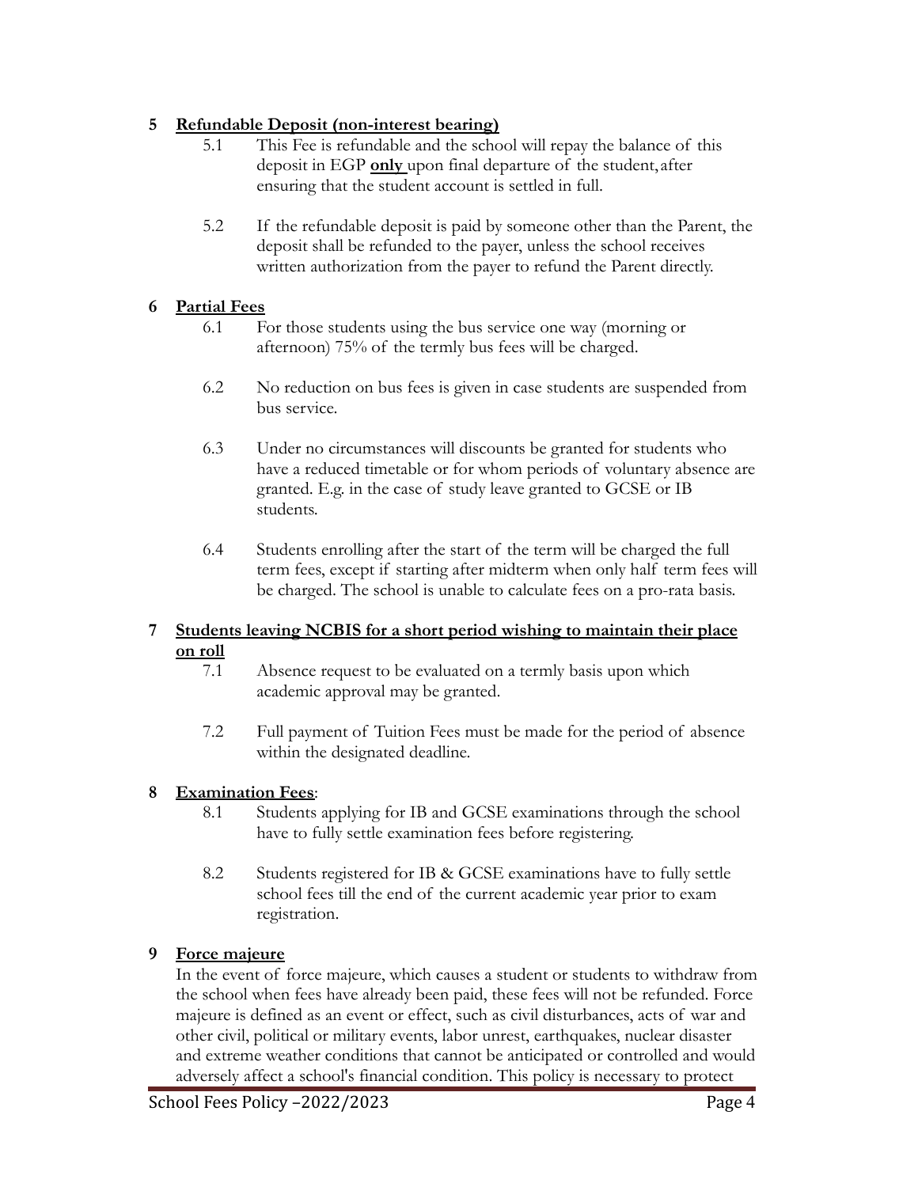## 5 Refundable Deposit (non-interest bearing)

5.1 This Fee is refundable and the school will repay the balance of this deposit in EGP **only** upon final departure of the student, after ensuring that the student account is settled in full.

5.2 If the refundable deposit is paid by someone other than the Parent, the deposit shall be refunded to the payer, unless the school receives written authorization from the payer to refund the Parent directly.

## 6 Partial Fees

6.1 For those students using the bus service one way (morning or afternoon) 75% of the termly bus fees will be charged.

6.2 No reduction on bus fees is given in case students are suspended from bus service.

6.3 Under no circumstances will discounts be granted for students who have a reduced timetable or for whom periods of voluntary absence are granted. E.g. in the case of study leave granted to GCSE or IB students.

6.4 Students enrolling after the start of the term will be charged the full term fees, except if starting after midterm when only half term fees will be charged. The school is unable to calculate fees on a pro-rata basis.

## 7 Students leaving NCBIS for a short period wishing to maintain their place on roll

7.1 Absence request to be evaluated on a termly basis upon which academic approval may be granted.

7.2 Full payment of Tuition Fees must be made for the period of absence within the designated deadline.

## 8 Examination Fees:

8.1 Students applying for IB and GCSE examinations through the school have to fully settle examination fees before registering.

8.2 Students registered for IB & GCSE examinations have to fully settle school fees till the end of the current academic year prior to exam registration.

## 9 Force majeure

In the event of force majeure, which causes a student or students to withdraw from the school when fees have already been paid, these fees will not be refunded. Force majeure is defined as an event or effect, such as civil disturbances, acts of war and other civil, political or military events, labor unrest, earthquakes, nuclear disaster and extreme weather conditions that cannot be anticipated or controlled and would adversely affect a school's financial condition. This policy is necessary to protect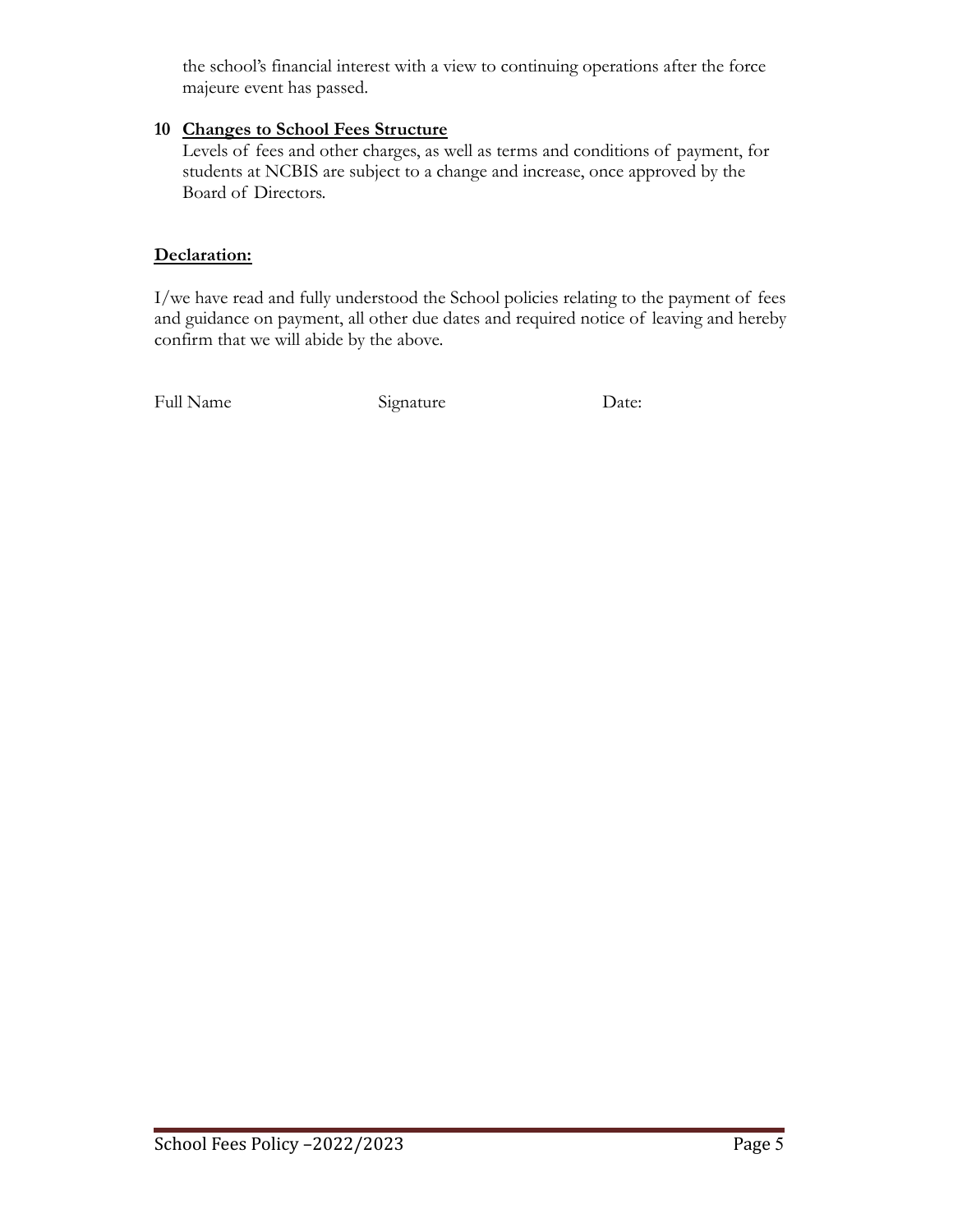the school's financial interest with a view to continuing operations after the force majeure event has passed.

**10 Changes to School Fees Structure**

Levels of fees and other charges, as well as terms and conditions of payment, for students at NCBIS are subject to a change and increase, once approved by the Board of Directors.

**Declaration:**

I/we have read and fully understood the School policies relating to the payment of fees and guidance on payment, all other due dates and required notice of leaving and hereby confirm that we will abide by the above.

Full Name          Signature          Date: